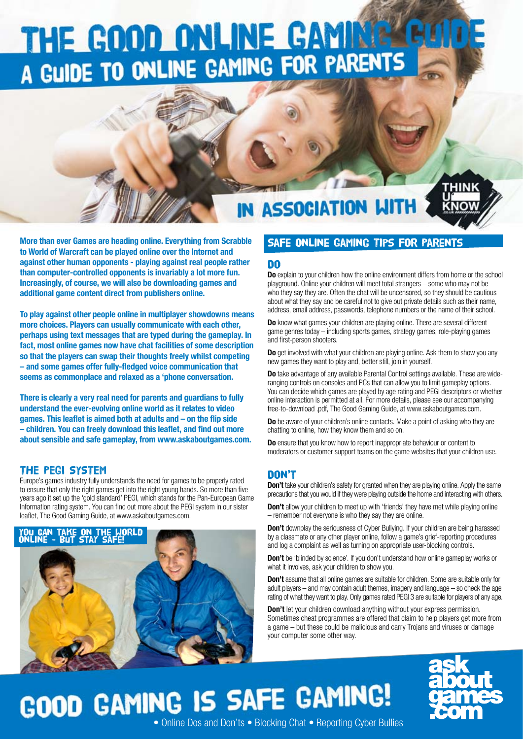# THE GOOD ONLINE GAMING GUIDE

## A GUIDE TO ONLINE GAMING FOR PARENTS

IN ASSOCIATION WITH THINK U KNOW

**More than ever Games are heading online. Everything from Scrabble to World of Warcraft can be played online over the Internet and against other human opponents - playing against real people rather than computer-controlled opponents is invariably a lot more fun. Increasingly, of course, we will also be downloading games and additional game content direct from publishers online.**

**To play against other people online in multiplayer showdowns means more choices. Players can usually communicate with each other, perhaps using text messages that are typed during the gameplay. In fact, most online games now have chat facilities of some description so that the players can swap their thoughts freely whilst competing – and some games offer fully-fledged voice communication that seems as commonplace and relaxed as a 'phone conversation.**

**There is clearly a very real need for parents and guardians to fully understand the ever-evolving online world as it relates to video games. This leaflet is aimed both at adults and – on the flip side – children. You can freely download this leaflet, and find out more about sensible and safe gameplay, from www.askaboutgames.com.**

### THE PEGI SYSTEM

Europe's games industry fully understands the need for games to be properly rated to ensure that only the right games get into the right young hands. So more than five years ago it set up the 'gold standard' PEGI, which stands for the Pan-European Game Information rating system. You can find out more about the PEGI system in our sister leaflet, The Good Gaming Guide, at www.askaboutgames.com.

YOU CAN TAKE ON THE WORLD ONLINE - BUT STAY SAFE!

## SAFE ONLINE GAMING TIPS FOR PARENTS

### DO

**Do** explain to your children how the online environment differs from home or the school playground. Online your children will meet total strangers – some who may not be who they say they are. Often the chat will be uncensored, so they should be cautious about what they say and be careful not to give out private details such as their name, address, email address, passwords, telephone numbers or the name of their school.

**Do** know what games your children are playing online. There are several different game genres today – including sports games, strategy games, role-playing games and first-person shooters.

**Do** get involved with what your children are playing online. Ask them to show you any new games they want to play and, better still, join in yourself.

**Do** take advantage of any available Parental Control settings available. These are wide-ranging controls on consoles and PCs that can allow you to limit gameplay options. You can decide which games are played by age rating and PEGI descriptors or whether online interaction is permitted at all. For more details, please see our accompanying free-to-download .pdf, The Good Gaming Guide, at www.askaboutgames.com.

**Do** be aware of your children's online contacts. Make a point of asking who they are chatting to online, how they know them and so on.

**Do** ensure that you know how to report inappropriate behaviour or content to moderators or customer support teams on the game websites that your children use.

### DON'T

**Don't** take your children's safety for granted when they are playing online. Apply the same precautions that you would if they were playing outside the home and interacting with others.

**Don't** allow your children to meet up with 'friends' they have met while playing online – remember not everyone is who they say they are online.

**Don't** downplay the seriousness of Cyber Bullying. If your children are being harassed by a classmate or any other player online, follow a game's grief-reporting procedures and log a complaint as well as turning on appropriate user-blocking controls.

**Don't** be 'blinded by science'. If you don't understand how online gameplay works or what it involves, ask your children to show you.

**Don't** assume that all online games are suitable for children. Some are suitable only for adult players – and may contain adult themes, imagery and language – so check the age rating of what they want to play. Only games rated PEGI 3 are suitable for players of any age.

**Don't** let your children download anything without your express permission. Sometimes cheat programmes are offered that claim to help players get more from a game – but these could be malicious and carry Trojans and viruses or damage your computer some other way.

## GOOD GAMING IS SAFE GAMING!

• Online Dos and Don'ts • Blocking Chat • Reporting Cyber Bullies

askaboutgames.com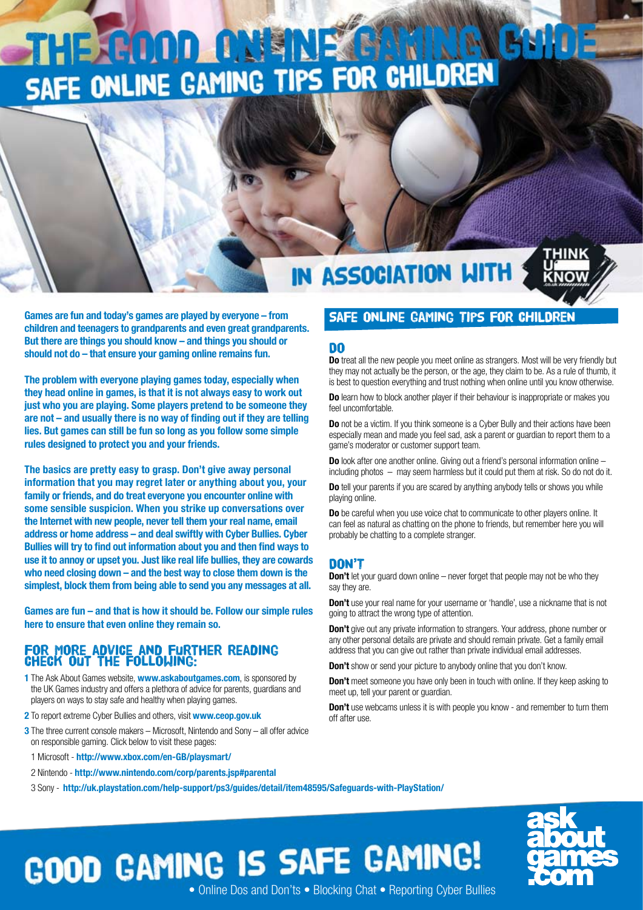# THE GOOD ONLINE GAMING GUIDE

## SAFE ONLINE GAMING TIPS FOR CHILDREN

IN ASSOCIATION WITH THINK U KNOW

**Games are fun and today's games are played by everyone – from children and teenagers to grandparents and even great grandparents. But there are things you should know – and things you should or should not do – that ensure your gaming online remains fun.**

**The problem with everyone playing games today, especially when they head online in games, is that it is not always easy to work out just who you are playing. Some players pretend to be someone they are not – and usually there is no way of finding out if they are telling lies. But games can still be fun so long as you follow some simple rules designed to protect you and your friends.**

**The basics are pretty easy to grasp. Don't give away personal information that you may regret later or anything about you, your family or friends, and do treat everyone you encounter online with some sensible suspicion. When you strike up conversations over the Internet with new people, never tell them your real name, email address or home address – and deal swiftly with Cyber Bullies. Cyber Bullies will try to find out information about you and then find ways to use it to annoy or upset you. Just like real life bullies, they are cowards who need closing down – and the best way to close them down is the simplest, block them from being able to send you any messages at all.**

**Games are fun – and that is how it should be. Follow our simple rules here to ensure that even online they remain so.**

### FOR MORE ADVICE AND FURTHER READING CHECK OUT THE FOLLOWING:

1 The Ask About Games website, **www.askaboutgames.com**, is sponsored by the UK Games industry and offers a plethora of advice for parents, guardians and players on ways to stay safe and healthy when playing games.

2 To report extreme Cyber Bullies and others, visit **www.ceop.gov.uk**

3 The three current console makers – Microsoft, Nintendo and Sony – all offer advice on responsible gaming. Click below to visit these pages:

1 Microsoft - **http://www.xbox.com/en-GB/playsmart/**

2 Nintendo - **http://www.nintendo.com/corp/parents.jsp#parental**

3 Sony - **http://uk.playstation.com/help-support/ps3/guides/detail/item48595/Safeguards-with-PlayStation/**

## SAFE ONLINE GAMING TIPS FOR CHILDREN

### DO

**Do** treat all the new people you meet online as strangers. Most will be very friendly but they may not actually be the person, or the age, they claim to be. As a rule of thumb, it is best to question everything and trust nothing when online until you know otherwise.

**Do** learn how to block another player if their behaviour is inappropriate or makes you feel uncomfortable.

**Do** not be a victim. If you think someone is a Cyber Bully and their actions have been especially mean and made you feel sad, ask a parent or guardian to report them to a game's moderator or customer support team.

**Do** look after one another online. Giving out a friend's personal information online – including photos – may seem harmless but it could put them at risk. So do not do it.

**Do** tell your parents if you are scared by anything anybody tells or shows you while playing online.

**Do** be careful when you use voice chat to communicate to other players online. It can feel as natural as chatting on the phone to friends, but remember here you will probably be chatting to a complete stranger.

### DON'T

**Don't** let your guard down online – never forget that people may not be who they say they are.

**Don't** use your real name for your username or 'handle', use a nickname that is not going to attract the wrong type of attention.

**Don't** give out any private information to strangers. Your address, phone number or any other personal details are private and should remain private. Get a family email address that you can give out rather than private individual email addresses.

**Don't** show or send your picture to anybody online that you don't know.

**Don't** meet someone you have only been in touch with online. If they keep asking to meet up, tell your parent or guardian.

**Don't** use webcams unless it is with people you know - and remember to turn them off after use.

## GOOD GAMING IS SAFE GAMING!

• Online Dos and Don'ts • Blocking Chat • Reporting Cyber Bullies

ask about games .com